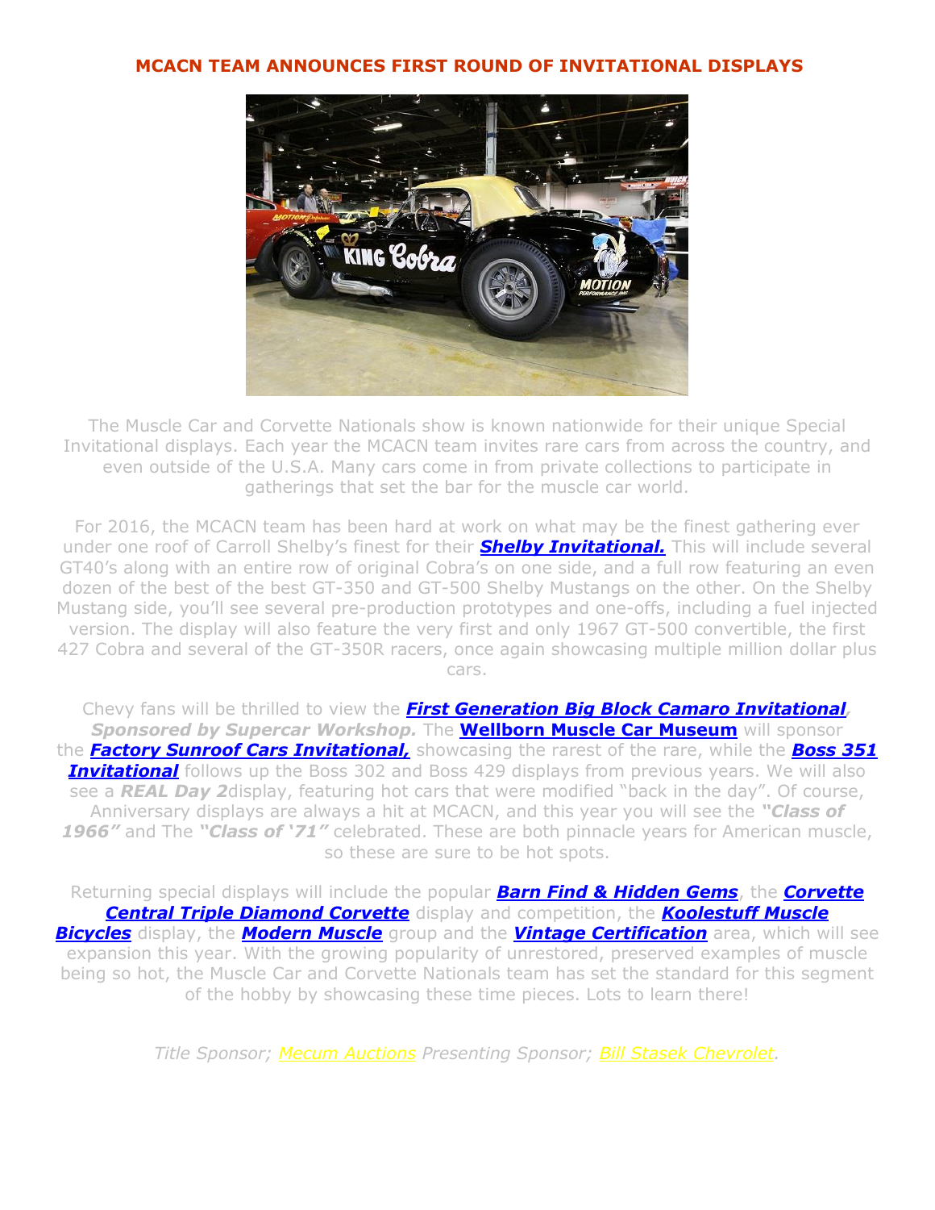# MCACN TEAM ANNOUNCES FIRST ROUND OF INVITATIONAL DISPLAYS

The Muscle Car and Corvette Nationals show is known nationwide for their unique Special Invitational displays. Each year the MCACN team invites rare cars from across the country, and even outside of the U.S.A. Many cars come in from private collections to participate in gatherings that set the bar for the muscle car world.

For 2016, the MCACN team has been hard at work on what may be the finest gathering ever under one roof of Carroll Shelby's finest for their ***Shelby Invitational.*** This will include several GT40's along with an entire row of original Cobra's on one side, and a full row featuring an even dozen of the best of the best GT-350 and GT-500 Shelby Mustangs on the other. On the Shelby Mustang side, you'll see several pre-production prototypes and one-offs, including a fuel injected version. The display will also feature the very first and only 1967 GT-500 convertible, the first 427 Cobra and several of the GT-350R racers, once again showcasing multiple million dollar plus cars.

Chevy fans will be thrilled to view the ***First Generation Big Block Camaro Invitational***, ***Sponsored by Supercar Workshop.*** The **Wellborn Muscle Car Museum** will sponsor the ***Factory Sunroof Cars Invitational,*** showcasing the rarest of the rare, while the ***Boss 351 Invitational*** follows up the Boss 302 and Boss 429 displays from previous years. We will also see a ***REAL Day 2***display, featuring hot cars that were modified "back in the day". Of course, Anniversary displays are always a hit at MCACN, and this year you will see the ***"Class of 1966"*** and The ***"Class of '71"*** celebrated. These are both pinnacle years for American muscle, so these are sure to be hot spots.

Returning special displays will include the popular ***Barn Find & Hidden Gems***, the ***Corvette Central Triple Diamond Corvette*** display and competition, the ***Koolestuff Muscle Bicycles*** display, the ***Modern Muscle*** group and the ***Vintage Certification*** area, which will see expansion this year. With the growing popularity of unrestored, preserved examples of muscle being so hot, the Muscle Car and Corvette Nationals team has set the standard for this segment of the hobby by showcasing these time pieces. Lots to learn there!

*Title Sponsor; Mecum Auctions Presenting Sponsor; Bill Stasek Chevrolet.*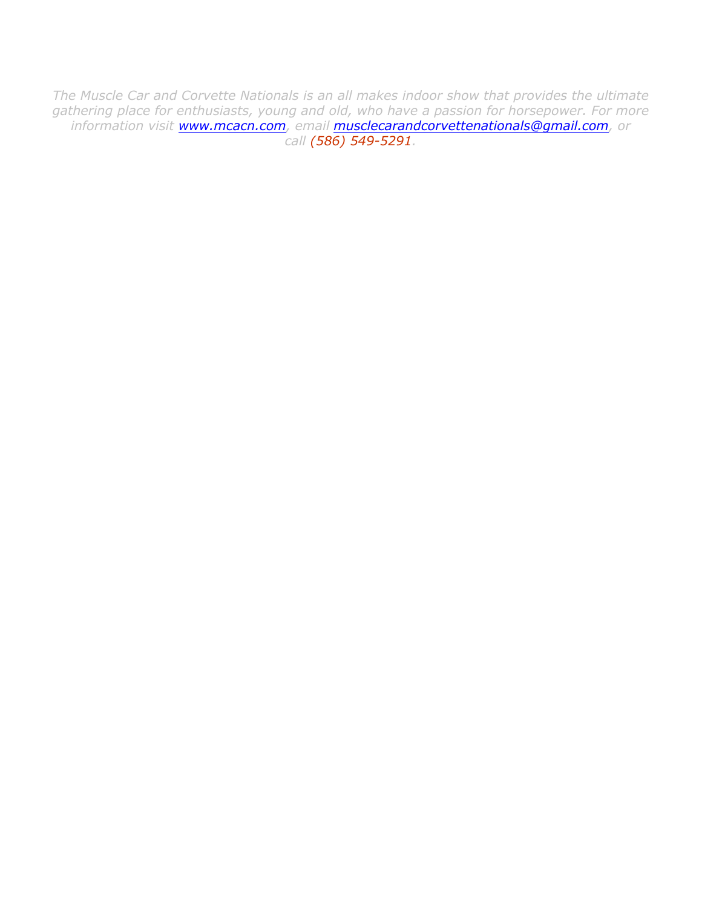*The Muscle Car and Corvette Nationals is an all makes indoor show that provides the ultimate gathering place for enthusiasts, young and old, who have a passion for horsepower. For more information visit [www.mcacn.com](http://www.mcacn.com), email [musclecarandcorvettenationals@gmail.com](mailto:musclecarandcorvettenationals@gmail.com), or call (586) 549-5291.*